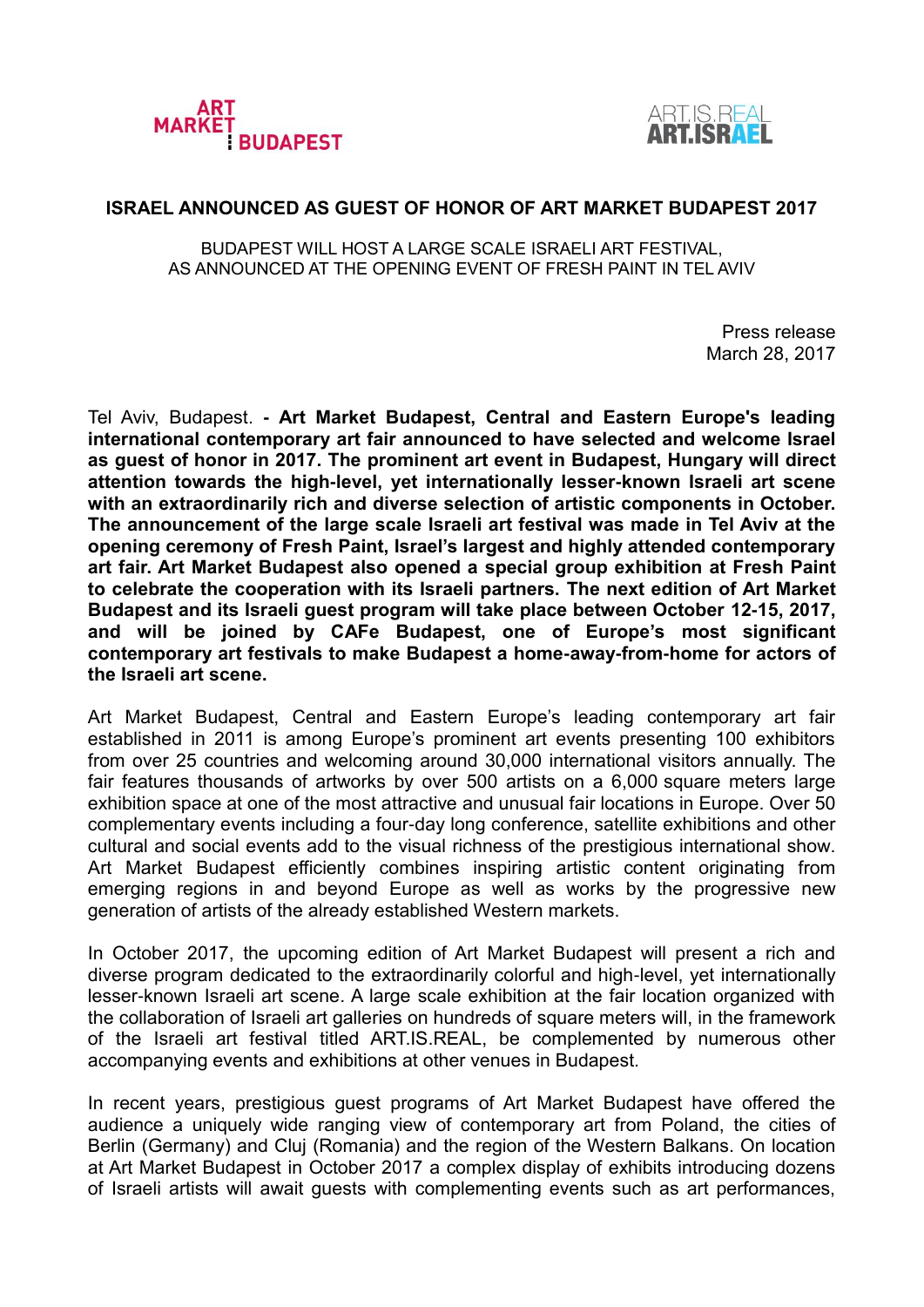ART MARKET BUDAPEST

ART.IS.REAL ART.ISRAEL

# ISRAEL ANNOUNCED AS GUEST OF HONOR OF ART MARKET BUDAPEST 2017

BUDAPEST WILL HOST A LARGE SCALE ISRAELI ART FESTIVAL, AS ANNOUNCED AT THE OPENING EVENT OF FRESH PAINT IN TEL AVIV

Press release
March 28, 2017

Tel Aviv, Budapest. **- Art Market Budapest, Central and Eastern Europe's leading international contemporary art fair announced to have selected and welcome Israel as guest of honor in 2017. The prominent art event in Budapest, Hungary will direct attention towards the high-level, yet internationally lesser-known Israeli art scene with an extraordinarily rich and diverse selection of artistic components in October. The announcement of the large scale Israeli art festival was made in Tel Aviv at the opening ceremony of Fresh Paint, Israel's largest and highly attended contemporary art fair. Art Market Budapest also opened a special group exhibition at Fresh Paint to celebrate the cooperation with its Israeli partners. The next edition of Art Market Budapest and its Israeli guest program will take place between October 12-15, 2017, and will be joined by CAFe Budapest, one of Europe's most significant contemporary art festivals to make Budapest a home-away-from-home for actors of the Israeli art scene.**

Art Market Budapest, Central and Eastern Europe's leading contemporary art fair established in 2011 is among Europe's prominent art events presenting 100 exhibitors from over 25 countries and welcoming around 30,000 international visitors annually. The fair features thousands of artworks by over 500 artists on a 6,000 square meters large exhibition space at one of the most attractive and unusual fair locations in Europe. Over 50 complementary events including a four-day long conference, satellite exhibitions and other cultural and social events add to the visual richness of the prestigious international show. Art Market Budapest efficiently combines inspiring artistic content originating from emerging regions in and beyond Europe as well as works by the progressive new generation of artists of the already established Western markets.

In October 2017, the upcoming edition of Art Market Budapest will present a rich and diverse program dedicated to the extraordinarily colorful and high-level, yet internationally lesser-known Israeli art scene. A large scale exhibition at the fair location organized with the collaboration of Israeli art galleries on hundreds of square meters will, in the framework of the Israeli art festival titled ART.IS.REAL, be complemented by numerous other accompanying events and exhibitions at other venues in Budapest.

In recent years, prestigious guest programs of Art Market Budapest have offered the audience a uniquely wide ranging view of contemporary art from Poland, the cities of Berlin (Germany) and Cluj (Romania) and the region of the Western Balkans. On location at Art Market Budapest in October 2017 a complex display of exhibits introducing dozens of Israeli artists will await guests with complementing events such as art performances,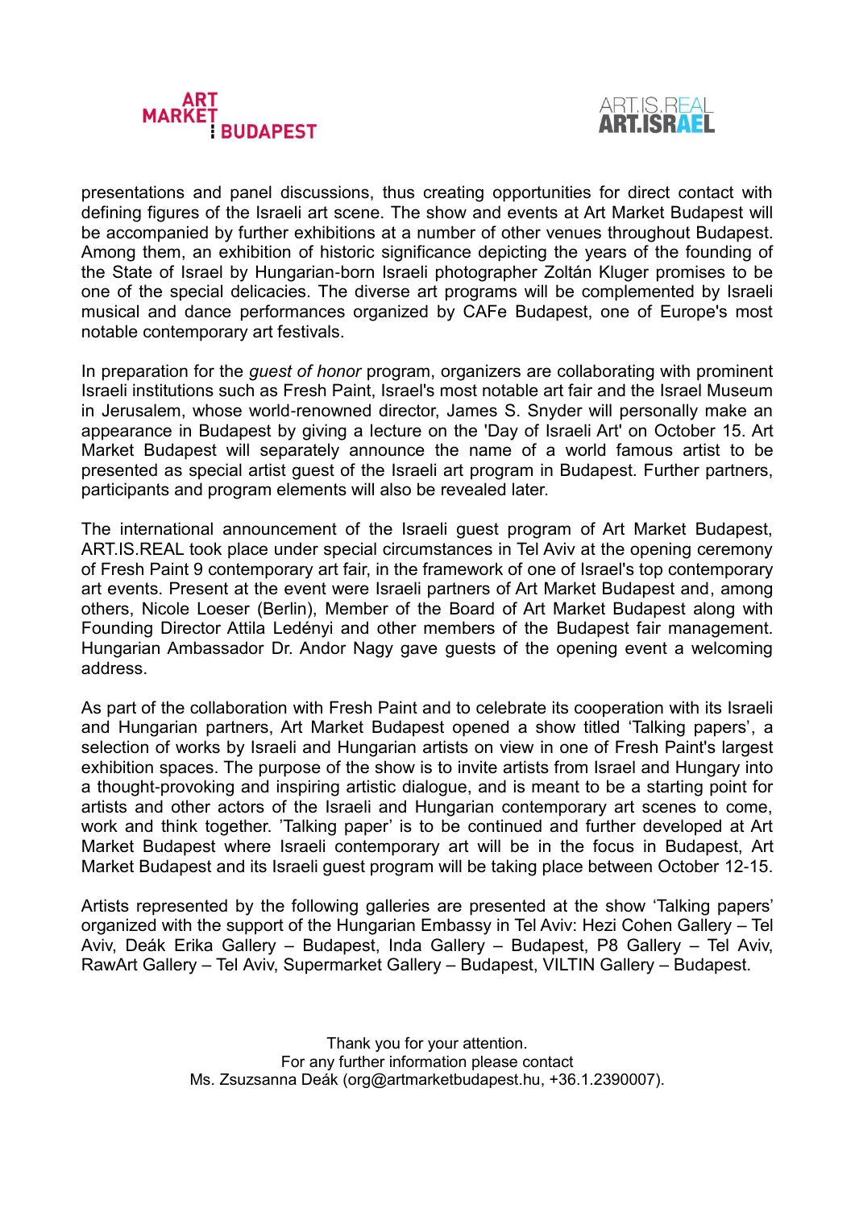presentations and panel discussions, thus creating opportunities for direct contact with defining figures of the Israeli art scene. The show and events at Art Market Budapest will be accompanied by further exhibitions at a number of other venues throughout Budapest. Among them, an exhibition of historic significance depicting the years of the founding of the State of Israel by Hungarian-born Israeli photographer Zoltán Kluger promises to be one of the special delicacies. The diverse art programs will be complemented by Israeli musical and dance performances organized by CAFe Budapest, one of Europe's most notable contemporary art festivals.

In preparation for the *guest of honor* program, organizers are collaborating with prominent Israeli institutions such as Fresh Paint, Israel's most notable art fair and the Israel Museum in Jerusalem, whose world-renowned director, James S. Snyder will personally make an appearance in Budapest by giving a lecture on the 'Day of Israeli Art' on October 15. Art Market Budapest will separately announce the name of a world famous artist to be presented as special artist guest of the Israeli art program in Budapest. Further partners, participants and program elements will also be revealed later.

The international announcement of the Israeli guest program of Art Market Budapest, ART.IS.REAL took place under special circumstances in Tel Aviv at the opening ceremony of Fresh Paint 9 contemporary art fair, in the framework of one of Israel's top contemporary art events. Present at the event were Israeli partners of Art Market Budapest and, among others, Nicole Loeser (Berlin), Member of the Board of Art Market Budapest along with Founding Director Attila Ledényi and other members of the Budapest fair management. Hungarian Ambassador Dr. Andor Nagy gave guests of the opening event a welcoming address.

As part of the collaboration with Fresh Paint and to celebrate its cooperation with its Israeli and Hungarian partners, Art Market Budapest opened a show titled 'Talking papers', a selection of works by Israeli and Hungarian artists on view in one of Fresh Paint's largest exhibition spaces. The purpose of the show is to invite artists from Israel and Hungary into a thought-provoking and inspiring artistic dialogue, and is meant to be a starting point for artists and other actors of the Israeli and Hungarian contemporary art scenes to come, work and think together. 'Talking paper' is to be continued and further developed at Art Market Budapest where Israeli contemporary art will be in the focus in Budapest, Art Market Budapest and its Israeli guest program will be taking place between October 12-15.

Artists represented by the following galleries are presented at the show 'Talking papers' organized with the support of the Hungarian Embassy in Tel Aviv: Hezi Cohen Gallery – Tel Aviv, Deák Erika Gallery – Budapest, Inda Gallery – Budapest, P8 Gallery – Tel Aviv, RawArt Gallery – Tel Aviv, Supermarket Gallery – Budapest, VILTIN Gallery – Budapest.

Thank you for your attention.
For any further information please contact
Ms. Zsuzsanna Deák (org@artmarketbudapest.hu, +36.1.2390007).